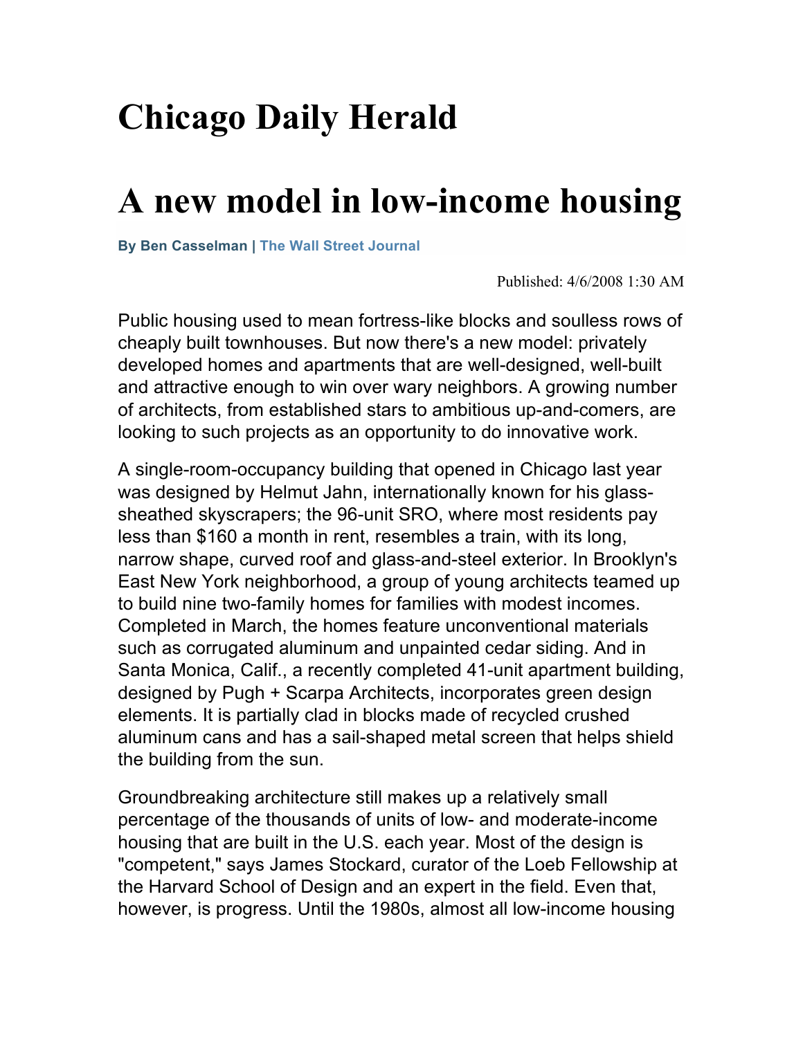# Chicago Daily Herald

# A new model in low-income housing

**By Ben Casselman | The Wall Street Journal**

Published: 4/6/2008 1:30 AM

Public housing used to mean fortress-like blocks and soulless rows of cheaply built townhouses. But now there's a new model: privately developed homes and apartments that are well-designed, well-built and attractive enough to win over wary neighbors. A growing number of architects, from established stars to ambitious up-and-comers, are looking to such projects as an opportunity to do innovative work.

A single-room-occupancy building that opened in Chicago last year was designed by Helmut Jahn, internationally known for his glass-sheathed skyscrapers; the 96-unit SRO, where most residents pay less than $160 a month in rent, resembles a train, with its long, narrow shape, curved roof and glass-and-steel exterior. In Brooklyn's East New York neighborhood, a group of young architects teamed up to build nine two-family homes for families with modest incomes. Completed in March, the homes feature unconventional materials such as corrugated aluminum and unpainted cedar siding. And in Santa Monica, Calif., a recently completed 41-unit apartment building, designed by Pugh + Scarpa Architects, incorporates green design elements. It is partially clad in blocks made of recycled crushed aluminum cans and has a sail-shaped metal screen that helps shield the building from the sun.

Groundbreaking architecture still makes up a relatively small percentage of the thousands of units of low- and moderate-income housing that are built in the U.S. each year. Most of the design is "competent," says James Stockard, curator of the Loeb Fellowship at the Harvard School of Design and an expert in the field. Even that, however, is progress. Until the 1980s, almost all low-income housing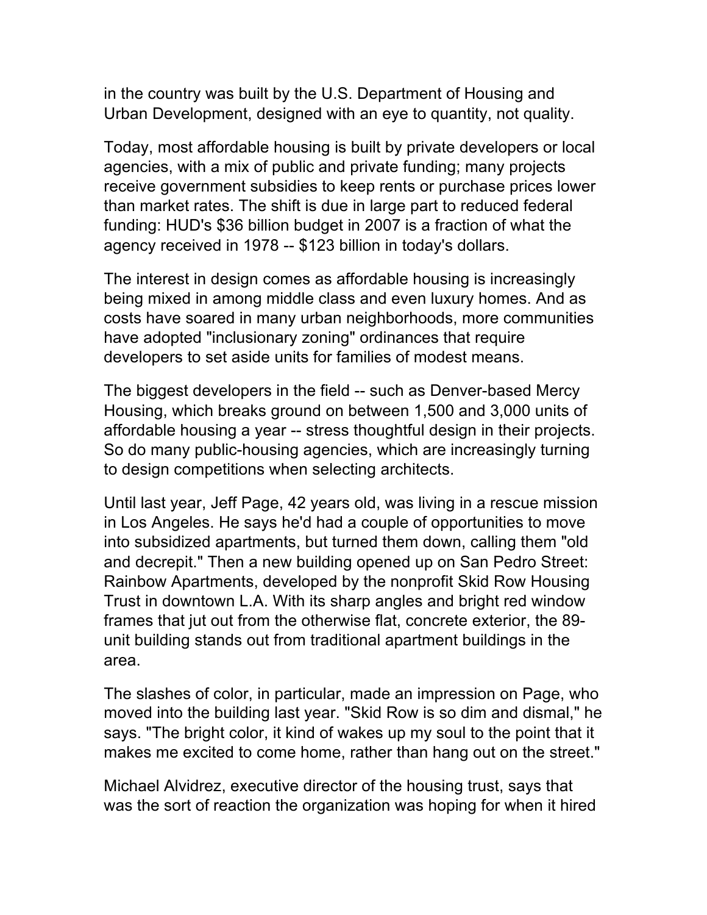in the country was built by the U.S. Department of Housing and Urban Development, designed with an eye to quantity, not quality.

Today, most affordable housing is built by private developers or local agencies, with a mix of public and private funding; many projects receive government subsidies to keep rents or purchase prices lower than market rates. The shift is due in large part to reduced federal funding: HUD's $36 billion budget in 2007 is a fraction of what the agency received in 1978 -- $123 billion in today's dollars.

The interest in design comes as affordable housing is increasingly being mixed in among middle class and even luxury homes. And as costs have soared in many urban neighborhoods, more communities have adopted "inclusionary zoning" ordinances that require developers to set aside units for families of modest means.

The biggest developers in the field -- such as Denver-based Mercy Housing, which breaks ground on between 1,500 and 3,000 units of affordable housing a year -- stress thoughtful design in their projects. So do many public-housing agencies, which are increasingly turning to design competitions when selecting architects.

Until last year, Jeff Page, 42 years old, was living in a rescue mission in Los Angeles. He says he'd had a couple of opportunities to move into subsidized apartments, but turned them down, calling them "old and decrepit." Then a new building opened up on San Pedro Street: Rainbow Apartments, developed by the nonprofit Skid Row Housing Trust in downtown L.A. With its sharp angles and bright red window frames that jut out from the otherwise flat, concrete exterior, the 89-unit building stands out from traditional apartment buildings in the area.

The slashes of color, in particular, made an impression on Page, who moved into the building last year. "Skid Row is so dim and dismal," he says. "The bright color, it kind of wakes up my soul to the point that it makes me excited to come home, rather than hang out on the street."

Michael Alvidrez, executive director of the housing trust, says that was the sort of reaction the organization was hoping for when it hired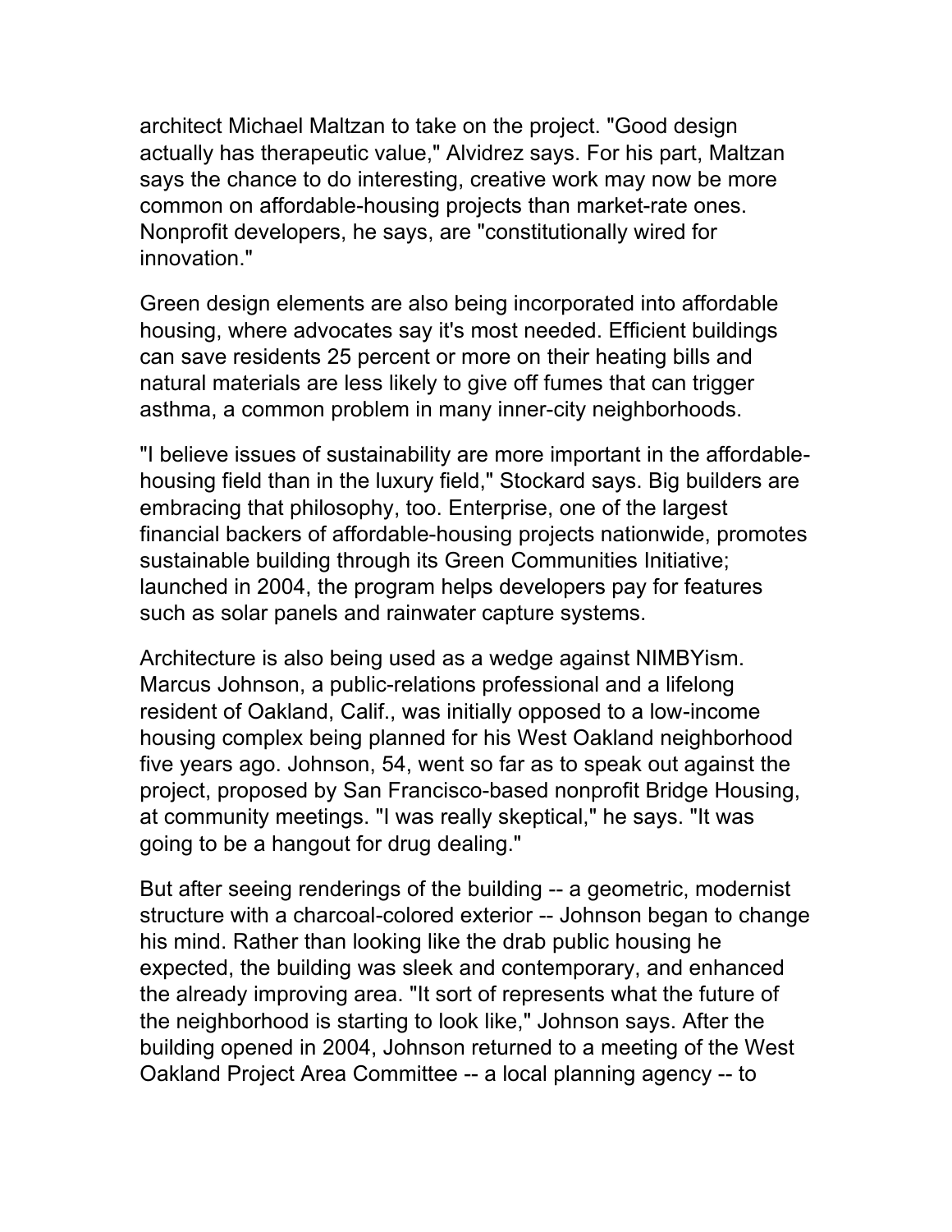architect Michael Maltzan to take on the project. "Good design actually has therapeutic value," Alvidrez says. For his part, Maltzan says the chance to do interesting, creative work may now be more common on affordable-housing projects than market-rate ones. Nonprofit developers, he says, are "constitutionally wired for innovation."

Green design elements are also being incorporated into affordable housing, where advocates say it's most needed. Efficient buildings can save residents 25 percent or more on their heating bills and natural materials are less likely to give off fumes that can trigger asthma, a common problem in many inner-city neighborhoods.

"I believe issues of sustainability are more important in the affordable-housing field than in the luxury field," Stockard says. Big builders are embracing that philosophy, too. Enterprise, one of the largest financial backers of affordable-housing projects nationwide, promotes sustainable building through its Green Communities Initiative; launched in 2004, the program helps developers pay for features such as solar panels and rainwater capture systems.

Architecture is also being used as a wedge against NIMBYism. Marcus Johnson, a public-relations professional and a lifelong resident of Oakland, Calif., was initially opposed to a low-income housing complex being planned for his West Oakland neighborhood five years ago. Johnson, 54, went so far as to speak out against the project, proposed by San Francisco-based nonprofit Bridge Housing, at community meetings. "I was really skeptical," he says. "It was going to be a hangout for drug dealing."

But after seeing renderings of the building -- a geometric, modernist structure with a charcoal-colored exterior -- Johnson began to change his mind. Rather than looking like the drab public housing he expected, the building was sleek and contemporary, and enhanced the already improving area. "It sort of represents what the future of the neighborhood is starting to look like," Johnson says. After the building opened in 2004, Johnson returned to a meeting of the West Oakland Project Area Committee -- a local planning agency -- to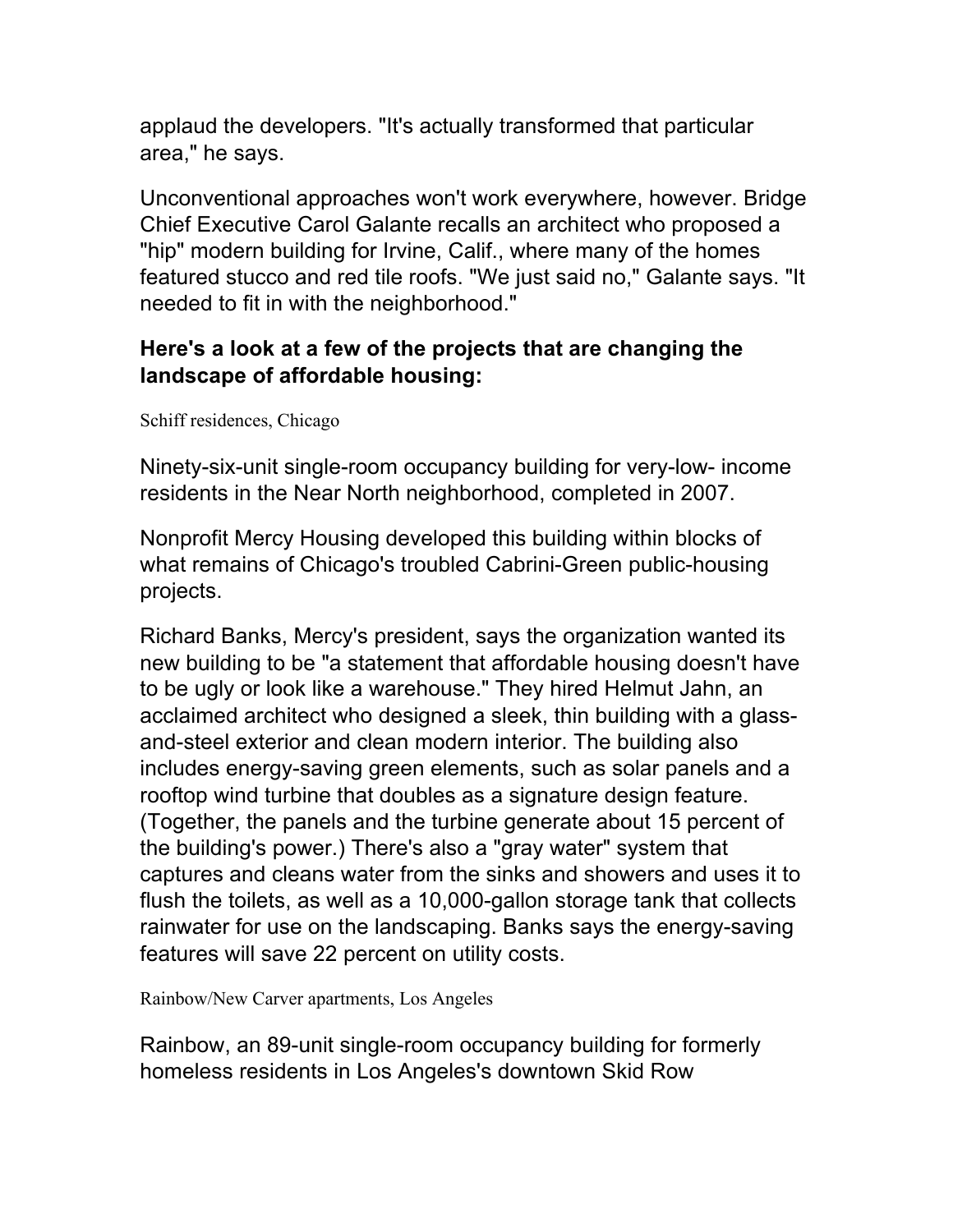applaud the developers. "It's actually transformed that particular area," he says.

Unconventional approaches won't work everywhere, however. Bridge Chief Executive Carol Galante recalls an architect who proposed a "hip" modern building for Irvine, Calif., where many of the homes featured stucco and red tile roofs. "We just said no," Galante says. "It needed to fit in with the neighborhood."

**Here's a look at a few of the projects that are changing the landscape of affordable housing:**

Schiff residences, Chicago

Ninety-six-unit single-room occupancy building for very-low- income residents in the Near North neighborhood, completed in 2007.

Nonprofit Mercy Housing developed this building within blocks of what remains of Chicago's troubled Cabrini-Green public-housing projects.

Richard Banks, Mercy's president, says the organization wanted its new building to be "a statement that affordable housing doesn't have to be ugly or look like a warehouse." They hired Helmut Jahn, an acclaimed architect who designed a sleek, thin building with a glass-and-steel exterior and clean modern interior. The building also includes energy-saving green elements, such as solar panels and a rooftop wind turbine that doubles as a signature design feature. (Together, the panels and the turbine generate about 15 percent of the building's power.) There's also a "gray water" system that captures and cleans water from the sinks and showers and uses it to flush the toilets, as well as a 10,000-gallon storage tank that collects rainwater for use on the landscaping. Banks says the energy-saving features will save 22 percent on utility costs.

Rainbow/New Carver apartments, Los Angeles

Rainbow, an 89-unit single-room occupancy building for formerly homeless residents in Los Angeles's downtown Skid Row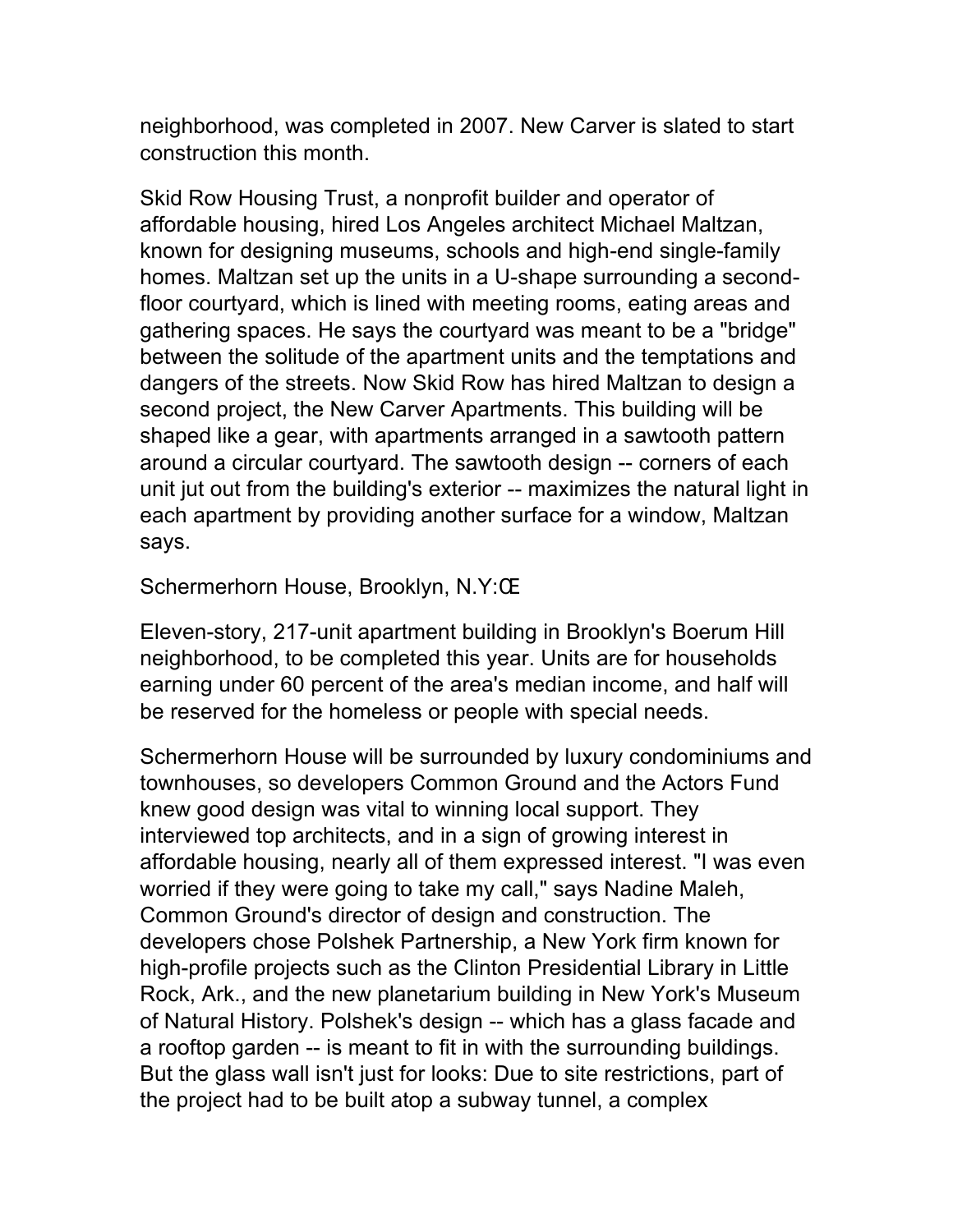neighborhood, was completed in 2007. New Carver is slated to start construction this month.

Skid Row Housing Trust, a nonprofit builder and operator of affordable housing, hired Los Angeles architect Michael Maltzan, known for designing museums, schools and high-end single-family homes. Maltzan set up the units in a U-shape surrounding a second-floor courtyard, which is lined with meeting rooms, eating areas and gathering spaces. He says the courtyard was meant to be a "bridge" between the solitude of the apartment units and the temptations and dangers of the streets. Now Skid Row has hired Maltzan to design a second project, the New Carver Apartments. This building will be shaped like a gear, with apartments arranged in a sawtooth pattern around a circular courtyard. The sawtooth design -- corners of each unit jut out from the building's exterior -- maximizes the natural light in each apartment by providing another surface for a window, Maltzan says.

Schermerhorn House, Brooklyn, N.Y:Œ

Eleven-story, 217-unit apartment building in Brooklyn's Boerum Hill neighborhood, to be completed this year. Units are for households earning under 60 percent of the area's median income, and half will be reserved for the homeless or people with special needs.

Schermerhorn House will be surrounded by luxury condominiums and townhouses, so developers Common Ground and the Actors Fund knew good design was vital to winning local support. They interviewed top architects, and in a sign of growing interest in affordable housing, nearly all of them expressed interest. "I was even worried if they were going to take my call," says Nadine Maleh, Common Ground's director of design and construction. The developers chose Polshek Partnership, a New York firm known for high-profile projects such as the Clinton Presidential Library in Little Rock, Ark., and the new planetarium building in New York's Museum of Natural History. Polshek's design -- which has a glass facade and a rooftop garden -- is meant to fit in with the surrounding buildings. But the glass wall isn't just for looks: Due to site restrictions, part of the project had to be built atop a subway tunnel, a complex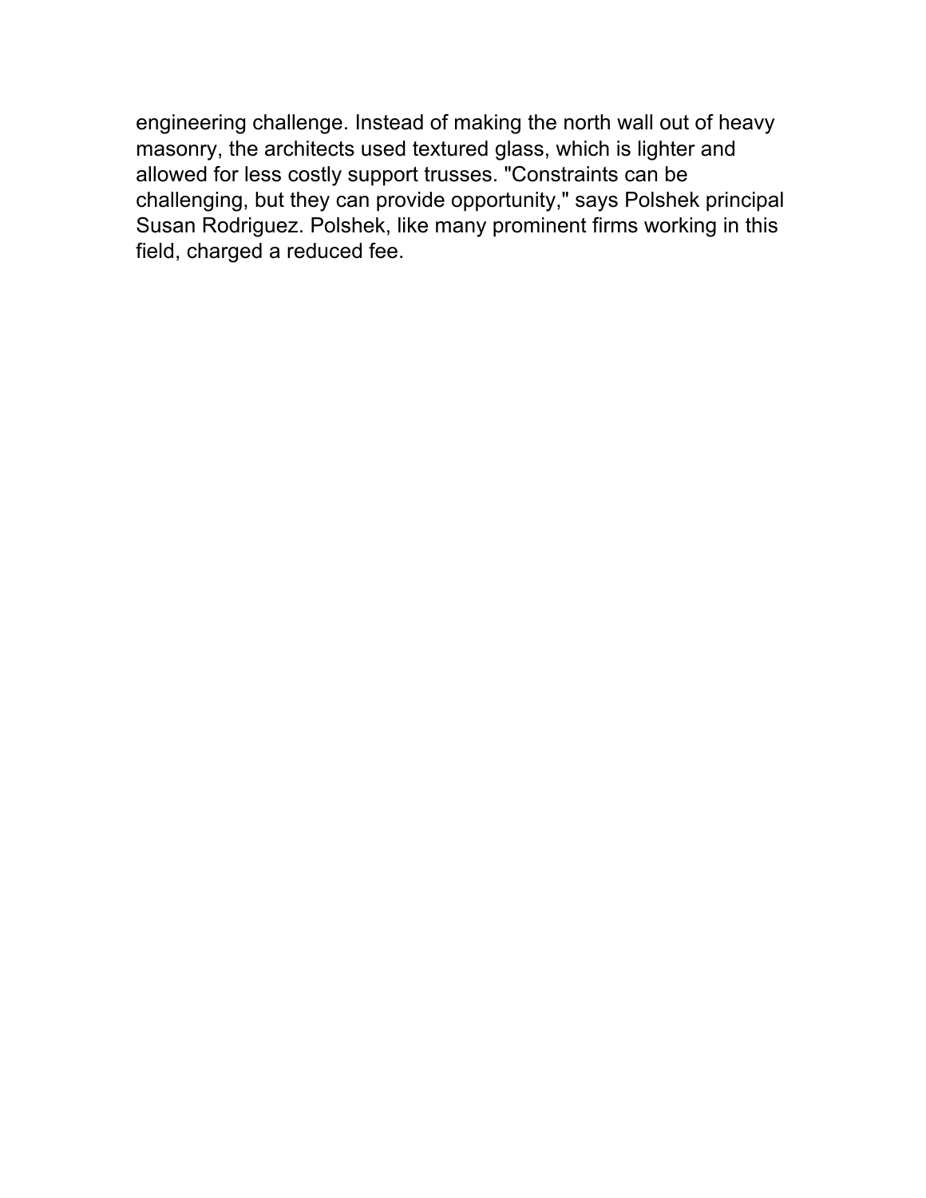engineering challenge. Instead of making the north wall out of heavy masonry, the architects used textured glass, which is lighter and allowed for less costly support trusses. "Constraints can be challenging, but they can provide opportunity," says Polshek principal Susan Rodriguez. Polshek, like many prominent firms working in this field, charged a reduced fee.